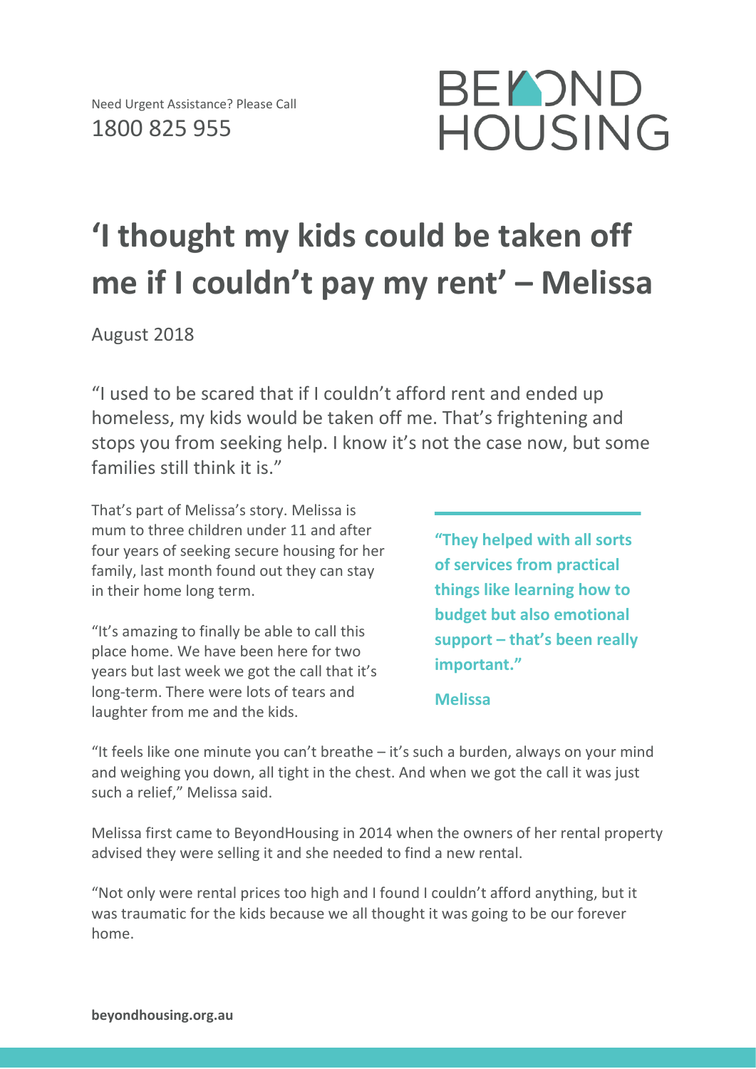Need Urgent Assistance? Please Call
1800 825 955

BEYOND HOUSING

# 'I thought my kids could be taken off me if I couldn't pay my rent' – Melissa

August 2018

"I used to be scared that if I couldn't afford rent and ended up homeless, my kids would be taken off me. That's frightening and stops you from seeking help. I know it's not the case now, but some families still think it is."

That's part of Melissa's story. Melissa is mum to three children under 11 and after four years of seeking secure housing for her family, last month found out they can stay in their home long term.

"It's amazing to finally be able to call this place home. We have been here for two years but last week we got the call that it's long-term. There were lots of tears and laughter from me and the kids.

> **"They helped with all sorts of services from practical things like learning how to budget but also emotional support – that's been really important."**
>
> **Melissa**

"It feels like one minute you can't breathe – it's such a burden, always on your mind and weighing you down, all tight in the chest. And when we got the call it was just such a relief," Melissa said.

Melissa first came to BeyondHousing in 2014 when the owners of her rental property advised they were selling it and she needed to find a new rental.

"Not only were rental prices too high and I found I couldn't afford anything, but it was traumatic for the kids because we all thought it was going to be our forever home.

**beyondhousing.org.au**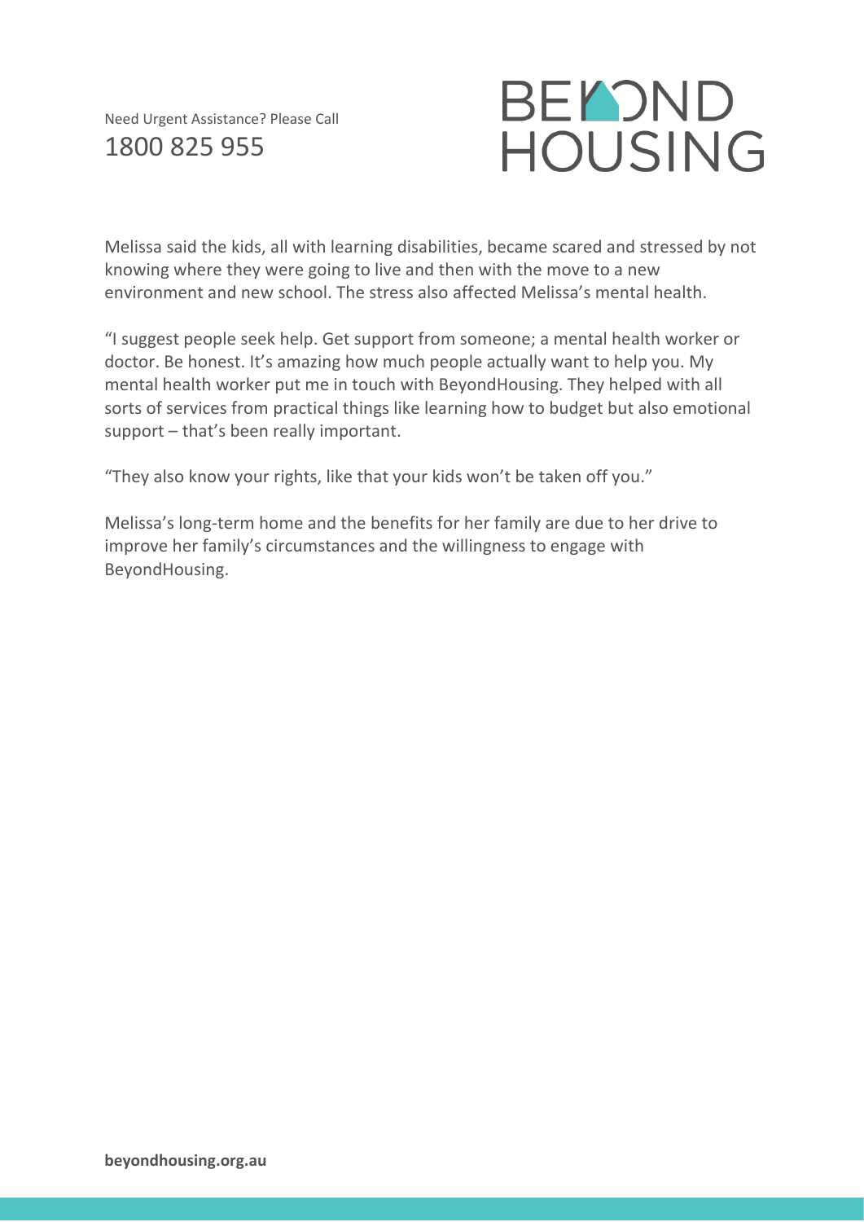Melissa said the kids, all with learning disabilities, became scared and stressed by not knowing where they were going to live and then with the move to a new environment and new school. The stress also affected Melissa's mental health.

"I suggest people seek help. Get support from someone; a mental health worker or doctor. Be honest. It's amazing how much people actually want to help you. My mental health worker put me in touch with BeyondHousing. They helped with all sorts of services from practical things like learning how to budget but also emotional support – that's been really important.

"They also know your rights, like that your kids won't be taken off you."

Melissa's long-term home and the benefits for her family are due to her drive to improve her family's circumstances and the willingness to engage with BeyondHousing.